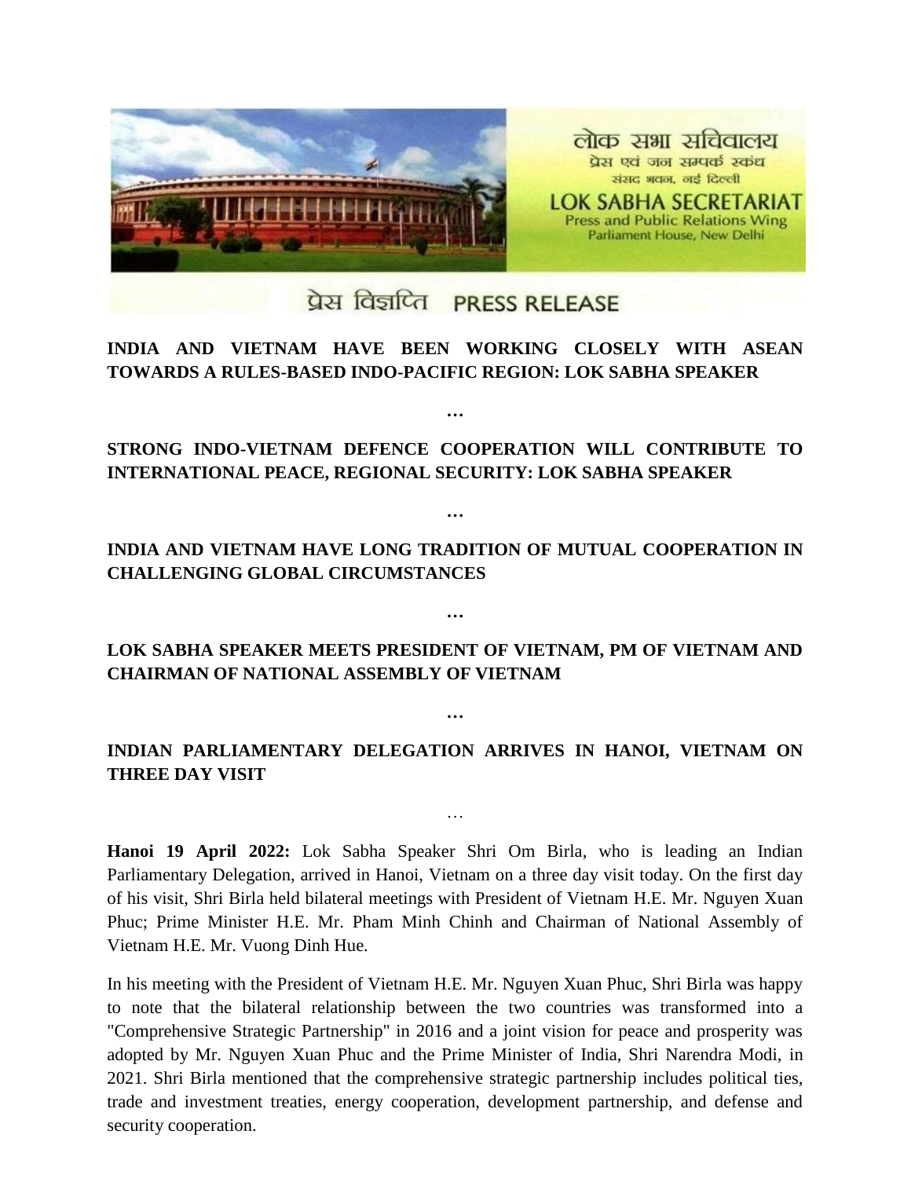लोक सभा सचिवालय
प्रेस एवं जन सम्पर्क स्कंध
संसद भवन, नई दिल्ली

LOK SABHA SECRETARIAT
Press and Public Relations Wing
Parliament House, New Delhi

प्रेस विज्ञप्ति PRESS RELEASE

**INDIA AND VIETNAM HAVE BEEN WORKING CLOSELY WITH ASEAN TOWARDS A RULES-BASED INDO-PACIFIC REGION: LOK SABHA SPEAKER**

**…**

**STRONG INDO-VIETNAM DEFENCE COOPERATION WILL CONTRIBUTE TO INTERNATIONAL PEACE, REGIONAL SECURITY: LOK SABHA SPEAKER**

**…**

**INDIA AND VIETNAM HAVE LONG TRADITION OF MUTUAL COOPERATION IN CHALLENGING GLOBAL CIRCUMSTANCES**

**…**

**LOK SABHA SPEAKER MEETS PRESIDENT OF VIETNAM, PM OF VIETNAM AND CHAIRMAN OF NATIONAL ASSEMBLY OF VIETNAM**

**…**

**INDIAN PARLIAMENTARY DELEGATION ARRIVES IN HANOI, VIETNAM ON THREE DAY VISIT**

…

**Hanoi 19 April 2022:** Lok Sabha Speaker Shri Om Birla, who is leading an Indian Parliamentary Delegation, arrived in Hanoi, Vietnam on a three day visit today. On the first day of his visit, Shri Birla held bilateral meetings with President of Vietnam H.E. Mr. Nguyen Xuan Phuc; Prime Minister H.E. Mr. Pham Minh Chinh and Chairman of National Assembly of Vietnam H.E. Mr. Vuong Dinh Hue.

In his meeting with the President of Vietnam H.E. Mr. Nguyen Xuan Phuc, Shri Birla was happy to note that the bilateral relationship between the two countries was transformed into a "Comprehensive Strategic Partnership" in 2016 and a joint vision for peace and prosperity was adopted by Mr. Nguyen Xuan Phuc and the Prime Minister of India, Shri Narendra Modi, in 2021. Shri Birla mentioned that the comprehensive strategic partnership includes political ties, trade and investment treaties, energy cooperation, development partnership, and defense and security cooperation.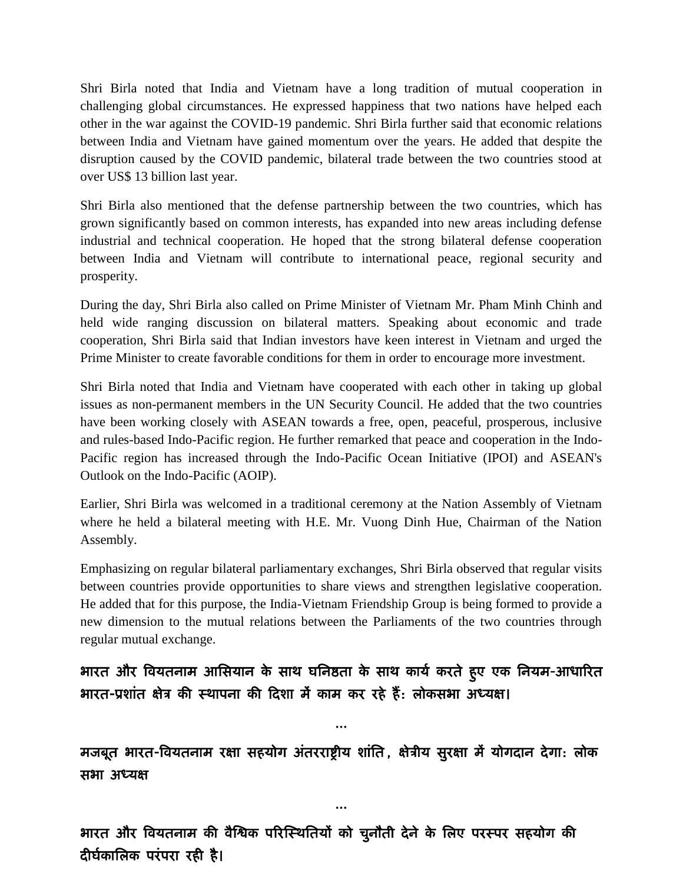Shri Birla noted that India and Vietnam have a long tradition of mutual cooperation in challenging global circumstances. He expressed happiness that two nations have helped each other in the war against the COVID-19 pandemic. Shri Birla further said that economic relations between India and Vietnam have gained momentum over the years. He added that despite the disruption caused by the COVID pandemic, bilateral trade between the two countries stood at over US$ 13 billion last year.

Shri Birla also mentioned that the defense partnership between the two countries, which has grown significantly based on common interests, has expanded into new areas including defense industrial and technical cooperation. He hoped that the strong bilateral defense cooperation between India and Vietnam will contribute to international peace, regional security and prosperity.

During the day, Shri Birla also called on Prime Minister of Vietnam Mr. Pham Minh Chinh and held wide ranging discussion on bilateral matters. Speaking about economic and trade cooperation, Shri Birla said that Indian investors have keen interest in Vietnam and urged the Prime Minister to create favorable conditions for them in order to encourage more investment.

Shri Birla noted that India and Vietnam have cooperated with each other in taking up global issues as non-permanent members in the UN Security Council. He added that the two countries have been working closely with ASEAN towards a free, open, peaceful, prosperous, inclusive and rules-based Indo-Pacific region. He further remarked that peace and cooperation in the Indo-Pacific region has increased through the Indo-Pacific Ocean Initiative (IPOI) and ASEAN's Outlook on the Indo-Pacific (AOIP).

Earlier, Shri Birla was welcomed in a traditional ceremony at the Nation Assembly of Vietnam where he held a bilateral meeting with H.E. Mr. Vuong Dinh Hue, Chairman of the Nation Assembly.

Emphasizing on regular bilateral parliamentary exchanges, Shri Birla observed that regular visits between countries provide opportunities to share views and strengthen legislative cooperation. He added that for this purpose, the India-Vietnam Friendship Group is being formed to provide a new dimension to the mutual relations between the Parliaments of the two countries through regular mutual exchange.

**भारत और वियतनाम आसियान के साथ घनिष्ठता के साथ कार्य करते हुए एक नियम-आधारित भारत-प्रशांत क्षेत्र की स्थापना की दिशा में काम कर रहे हैं: लोकसभा अध्यक्ष।**

...

**मजबूत भारत-वियतनाम रक्षा सहयोग अंतरराष्ट्रीय शांति, क्षेत्रीय सुरक्षा में योगदान देगा: लोक सभा अध्यक्ष**

...

**भारत और वियतनाम की वैश्विक परिस्थितियों को चुनौती देने के लिए परस्पर सहयोग की दीर्घकालिक परंपरा रही है।**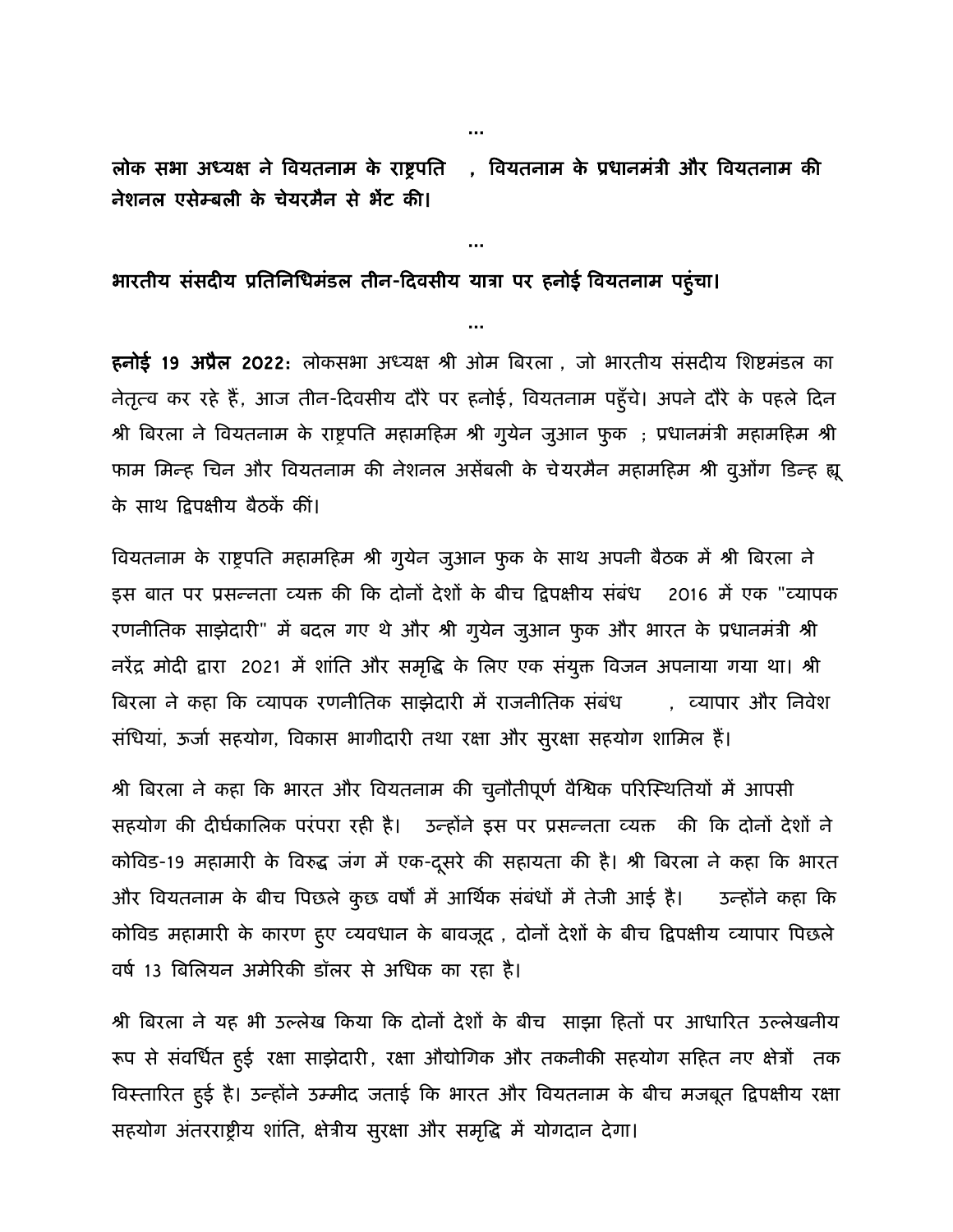...

**लोक सभा अध्यक्ष ने वियतनाम के राष्ट्रपति , वियतनाम के प्रधानमंत्री और वियतनाम की नेशनल एसेम्बली के चेयरमैन से भेंट की।**

...

**भारतीय संसदीय प्रतिनिधिमंडल तीन-दिवसीय यात्रा पर हनोई वियतनाम पहुंचा।**

...

**हनोई 19 अप्रैल 2022:** लोकसभा अध्यक्ष श्री ओम बिरला , जो भारतीय संसदीय शिष्टमंडल का नेतृत्व कर रहे हैं, आज तीन-दिवसीय दौरे पर हनोई, वियतनाम पहुँचे। अपने दौरे के पहले दिन श्री बिरला ने वियतनाम के राष्ट्रपति महामहिम श्री गुयेन जुआन फुक ; प्रधानमंत्री महामहिम श्री फाम मिन्ह चिन और वियतनाम की नेशनल असेंबली के चेयरमैन महामहिम श्री वुओंग डिन्ह ह्यू के साथ द्विपक्षीय बैठकें कीं।

वियतनाम के राष्ट्रपति महामहिम श्री गुयेन जुआन फुक के साथ अपनी बैठक में श्री बिरला ने इस बात पर प्रसन्नता व्यक्त की कि दोनों देशों के बीच द्विपक्षीय संबंध 2016 में एक "व्यापक रणनीतिक साझेदारी" में बदल गए थे और श्री गुयेन जुआन फुक और भारत के प्रधानमंत्री श्री नरेंद्र मोदी द्वारा 2021 में शांति और समृद्धि के लिए एक संयुक्त विजन अपनाया गया था। श्री बिरला ने कहा कि व्यापक रणनीतिक साझेदारी में राजनीतिक संबंध , व्यापार और निवेश संधियां, ऊर्जा सहयोग, विकास भागीदारी तथा रक्षा और सुरक्षा सहयोग शामिल हैं।

श्री बिरला ने कहा कि भारत और वियतनाम की चुनौतीपूर्ण वैश्विक परिस्थितियों में आपसी सहयोग की दीर्घकालिक परंपरा रही है। उन्होंने इस पर प्रसन्नता व्यक्त की कि दोनों देशों ने कोविड-19 महामारी के विरुद्ध जंग में एक-दूसरे की सहायता की है। श्री बिरला ने कहा कि भारत और वियतनाम के बीच पिछले कुछ वर्षों में आर्थिक संबंधों में तेजी आई है। उन्होंने कहा कि कोविड महामारी के कारण हुए व्यवधान के बावजूद , दोनों देशों के बीच द्विपक्षीय व्यापार पिछले वर्ष 13 बिलियन अमेरिकी डॉलर से अधिक का रहा है।

श्री बिरला ने यह भी उल्लेख किया कि दोनों देशों के बीच साझा हितों पर आधारित उल्लेखनीय रूप से संवर्धित हुई रक्षा साझेदारी, रक्षा औद्योगिक और तकनीकी सहयोग सहित नए क्षेत्रों तक विस्तारित हुई है। उन्होंने उम्मीद जताई कि भारत और वियतनाम के बीच मजबूत द्विपक्षीय रक्षा सहयोग अंतरराष्ट्रीय शांति, क्षेत्रीय सुरक्षा और समृद्धि में योगदान देगा।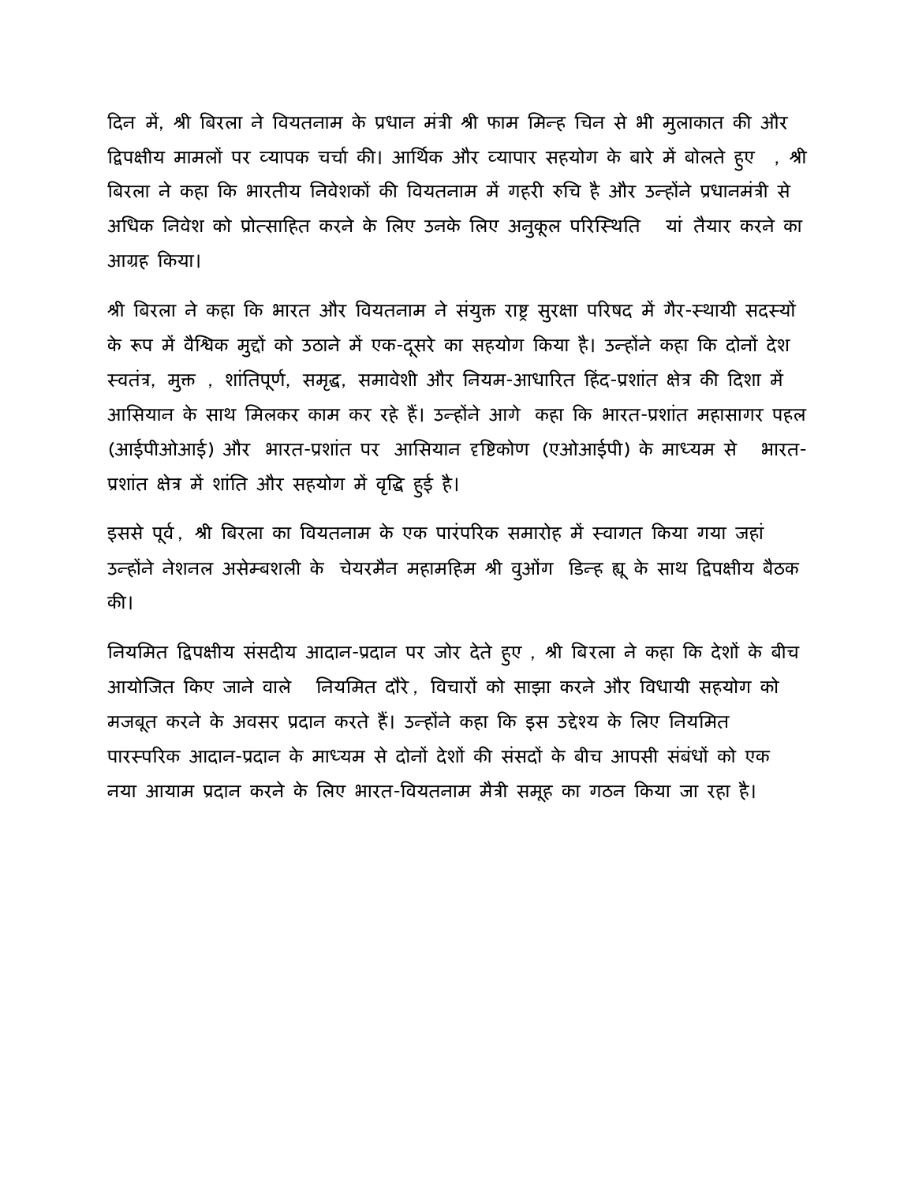दिन में, श्री बिरला ने वियतनाम के प्रधान मंत्री श्री फाम मिन्ह चिन से भी मुलाकात की और द्विपक्षीय मामलों पर व्यापक चर्चा की। आर्थिक और व्यापार सहयोग के बारे में बोलते हुए, श्री बिरला ने कहा कि भारतीय निवेशकों की वियतनाम में गहरी रुचि है और उन्होंने प्रधानमंत्री से अधिक निवेश को प्रोत्साहित करने के लिए उनके लिए अनुकूल परिस्थितियां तैयार करने का आग्रह किया।

श्री बिरला ने कहा कि भारत और वियतनाम ने संयुक्त राष्ट्र सुरक्षा परिषद में गैर-स्थायी सदस्यों के रूप में वैश्विक मुद्दों को उठाने में एक-दूसरे का सहयोग किया है। उन्होंने कहा कि दोनों देश स्वतंत्र, मुक्त, शांतिपूर्ण, समृद्ध, समावेशी और नियम-आधारित हिंद-प्रशांत क्षेत्र की दिशा में आसियान के साथ मिलकर काम कर रहे हैं। उन्होंने आगे कहा कि भारत-प्रशांत महासागर पहल (आईपीओआई) और भारत-प्रशांत पर आसियान दृष्टिकोण (एओआईपी) के माध्यम से भारत-प्रशांत क्षेत्र में शांति और सहयोग में वृद्धि हुई है।

इससे पूर्व, श्री बिरला का वियतनाम के एक पारंपरिक समारोह में स्वागत किया गया जहां उन्होंने नेशनल असेम्बशली के चेयरमैन महामहिम श्री वुओंग डिन्ह ह्यू के साथ द्विपक्षीय बैठक की।

नियमित द्विपक्षीय संसदीय आदान-प्रदान पर जोर देते हुए, श्री बिरला ने कहा कि देशों के बीच आयोजित किए जाने वाले नियमित दौरे, विचारों को साझा करने और विधायी सहयोग को मजबूत करने के अवसर प्रदान करते हैं। उन्होंने कहा कि इस उद्देश्य के लिए नियमित पारस्परिक आदान-प्रदान के माध्यम से दोनों देशों की संसदों के बीच आपसी संबंधों को एक नया आयाम प्रदान करने के लिए भारत-वियतनाम मैत्री समूह का गठन किया जा रहा है।